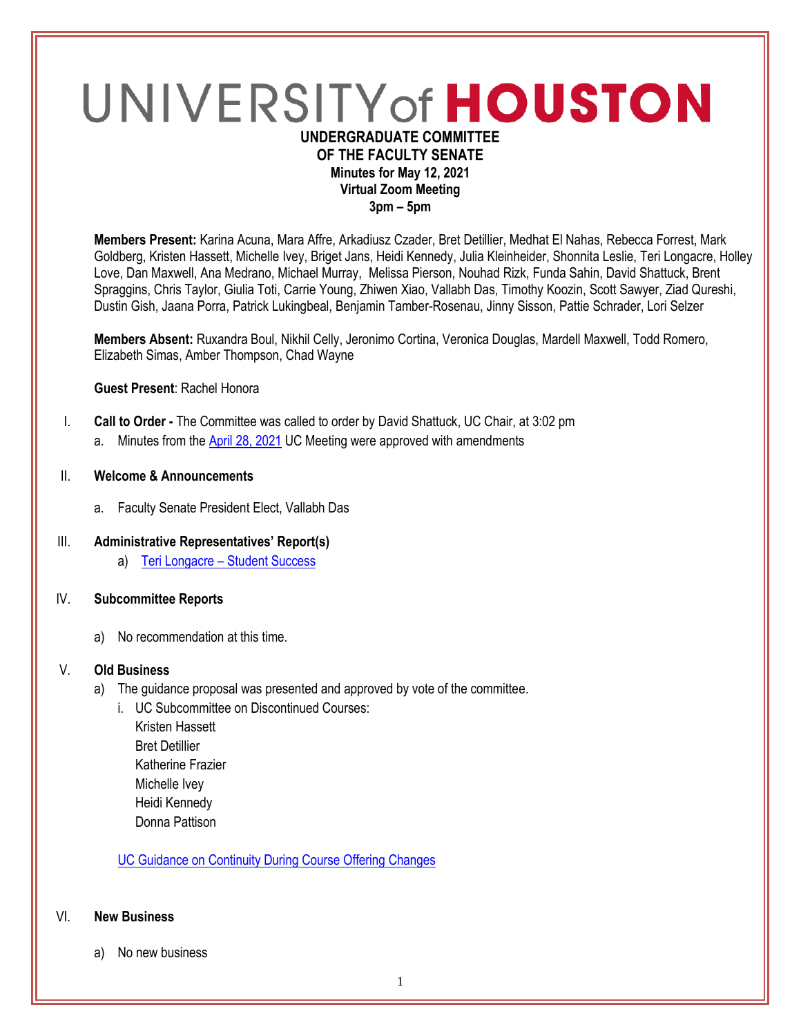# UNIVERSITY of HOUSTON

**UNDERGRADUATE COMMITTEE**
**OF THE FACULTY SENATE**
**Minutes for May 12, 2021**
**Virtual Zoom Meeting**
**3pm – 5pm**

**Members Present:** Karina Acuna, Mara Affre, Arkadiusz Czader, Bret Detillier, Medhat El Nahas, Rebecca Forrest, Mark Goldberg, Kristen Hassett, Michelle Ivey, Briget Jans, Heidi Kennedy, Julia Kleinheider, Shonnita Leslie, Teri Longacre, Holley Love, Dan Maxwell, Ana Medrano, Michael Murray, Melissa Pierson, Nouhad Rizk, Funda Sahin, David Shattuck, Brent Spraggins, Chris Taylor, Giulia Toti, Carrie Young, Zhiwen Xiao, Vallabh Das, Timothy Koozin, Scott Sawyer, Ziad Qureshi, Dustin Gish, Jaana Porra, Patrick Lukingbeal, Benjamin Tamber-Rosenau, Jinny Sisson, Pattie Schrader, Lori Selzer

**Members Absent:** Ruxandra Boul, Nikhil Celly, Jeronimo Cortina, Veronica Douglas, Mardell Maxwell, Todd Romero, Elizabeth Simas, Amber Thompson, Chad Wayne

**Guest Present**: Rachel Honora

I. **Call to Order -** The Committee was called to order by David Shattuck, UC Chair, at 3:02 pm
   a. Minutes from the April 28, 2021 UC Meeting were approved with amendments

II. **Welcome & Announcements**
   a. Faculty Senate President Elect, Vallabh Das

III. **Administrative Representatives' Report(s)**
   a) Teri Longacre – Student Success

IV. **Subcommittee Reports**
   a) No recommendation at this time.

V. **Old Business**
   a) The guidance proposal was presented and approved by vote of the committee.
      i. UC Subcommittee on Discontinued Courses:
         Kristen Hassett
         Bret Detillier
         Katherine Frazier
         Michelle Ivey
         Heidi Kennedy
         Donna Pattison

      UC Guidance on Continuity During Course Offering Changes

VI. **New Business**
   a) No new business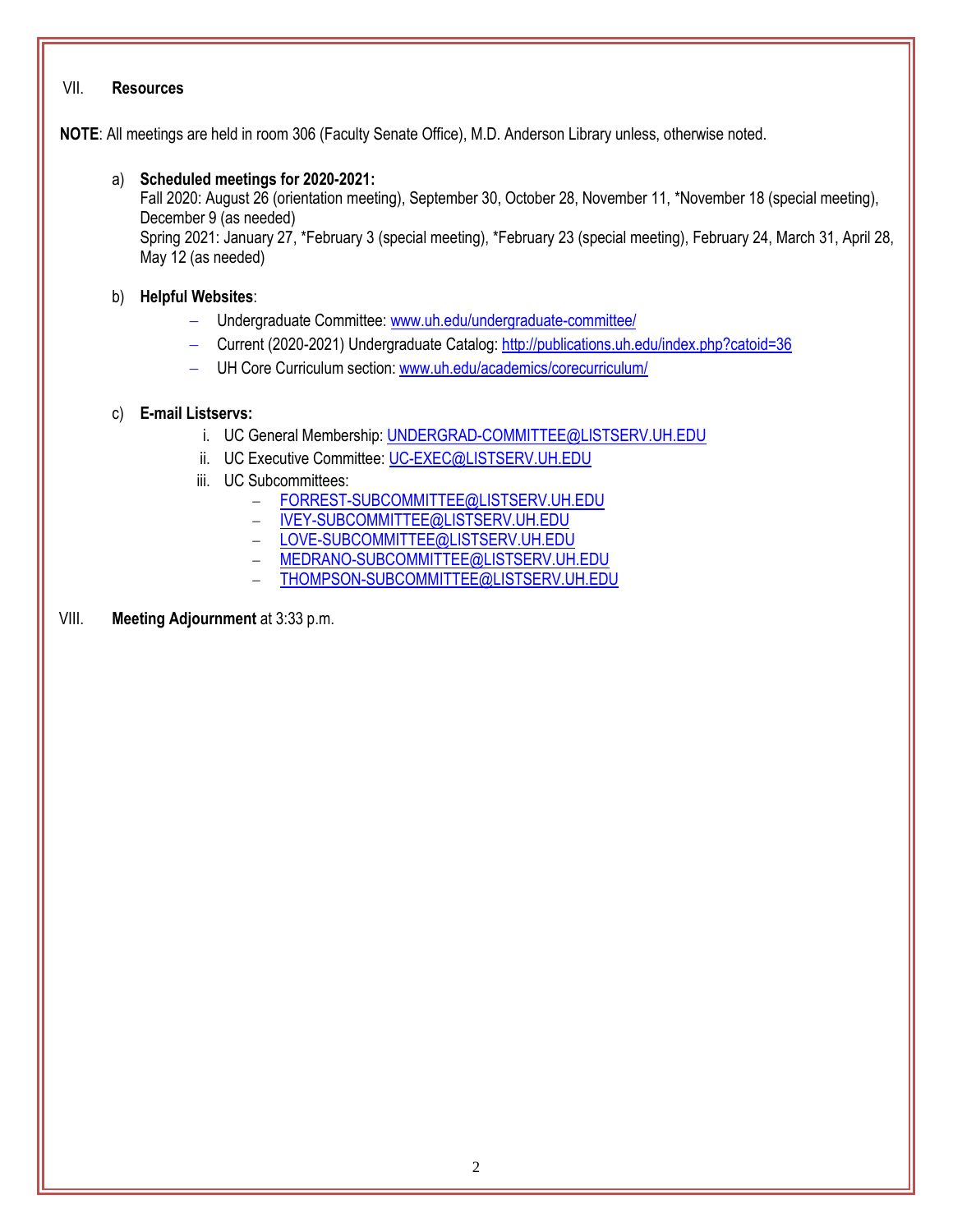VII. **Resources**

**NOTE**: All meetings are held in room 306 (Faculty Senate Office), M.D. Anderson Library unless, otherwise noted.

a) **Scheduled meetings for 2020-2021:**
Fall 2020: August 26 (orientation meeting), September 30, October 28, November 11, *November 18 (special meeting), December 9 (as needed)
Spring 2021: January 27, *February 3 (special meeting), *February 23 (special meeting), February 24, March 31, April 28, May 12 (as needed)

b) **Helpful Websites**:
- Undergraduate Committee: www.uh.edu/undergraduate-committee/
- Current (2020-2021) Undergraduate Catalog: http://publications.uh.edu/index.php?catoid=36
- UH Core Curriculum section: www.uh.edu/academics/corecurriculum/

c) **E-mail Listservs:**
i. UC General Membership: UNDERGRAD-COMMITTEE@LISTSERV.UH.EDU
ii. UC Executive Committee: UC-EXEC@LISTSERV.UH.EDU
iii. UC Subcommittees:
   - FORREST-SUBCOMMITTEE@LISTSERV.UH.EDU
   - IVEY-SUBCOMMITTEE@LISTSERV.UH.EDU
   - LOVE-SUBCOMMITTEE@LISTSERV.UH.EDU
   - MEDRANO-SUBCOMMITTEE@LISTSERV.UH.EDU
   - THOMPSON-SUBCOMMITTEE@LISTSERV.UH.EDU

VIII. **Meeting Adjournment** at 3:33 p.m.